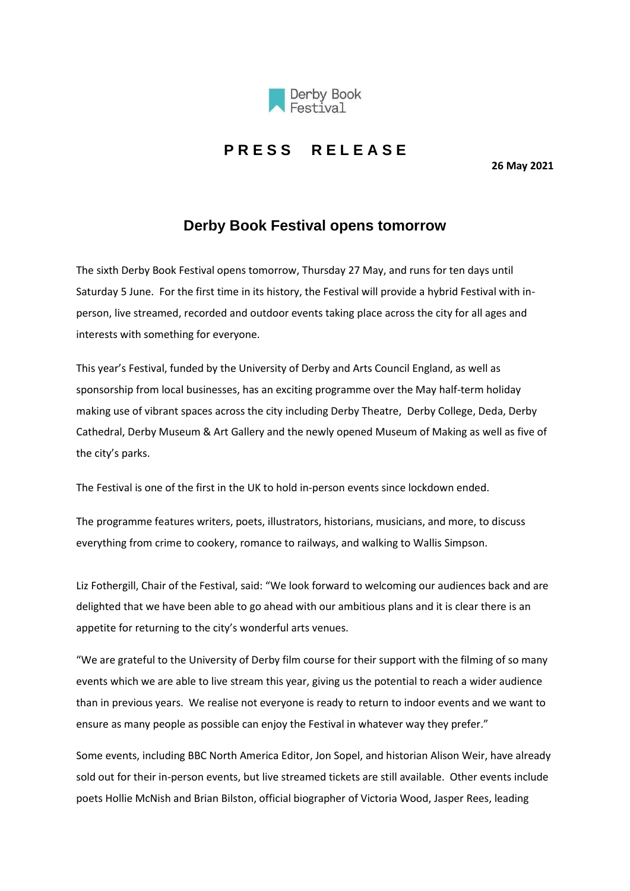Derby Book Festival

**PRESS RELEASE**

**26 May 2021**

## Derby Book Festival opens tomorrow

The sixth Derby Book Festival opens tomorrow, Thursday 27 May, and runs for ten days until Saturday 5 June. For the first time in its history, the Festival will provide a hybrid Festival with in-person, live streamed, recorded and outdoor events taking place across the city for all ages and interests with something for everyone.

This year's Festival, funded by the University of Derby and Arts Council England, as well as sponsorship from local businesses, has an exciting programme over the May half-term holiday making use of vibrant spaces across the city including Derby Theatre, Derby College, Deda, Derby Cathedral, Derby Museum & Art Gallery and the newly opened Museum of Making as well as five of the city's parks.

The Festival is one of the first in the UK to hold in-person events since lockdown ended.

The programme features writers, poets, illustrators, historians, musicians, and more, to discuss everything from crime to cookery, romance to railways, and walking to Wallis Simpson.

Liz Fothergill, Chair of the Festival, said: "We look forward to welcoming our audiences back and are delighted that we have been able to go ahead with our ambitious plans and it is clear there is an appetite for returning to the city's wonderful arts venues.

"We are grateful to the University of Derby film course for their support with the filming of so many events which we are able to live stream this year, giving us the potential to reach a wider audience than in previous years. We realise not everyone is ready to return to indoor events and we want to ensure as many people as possible can enjoy the Festival in whatever way they prefer."

Some events, including BBC North America Editor, Jon Sopel, and historian Alison Weir, have already sold out for their in-person events, but live streamed tickets are still available. Other events include poets Hollie McNish and Brian Bilston, official biographer of Victoria Wood, Jasper Rees, leading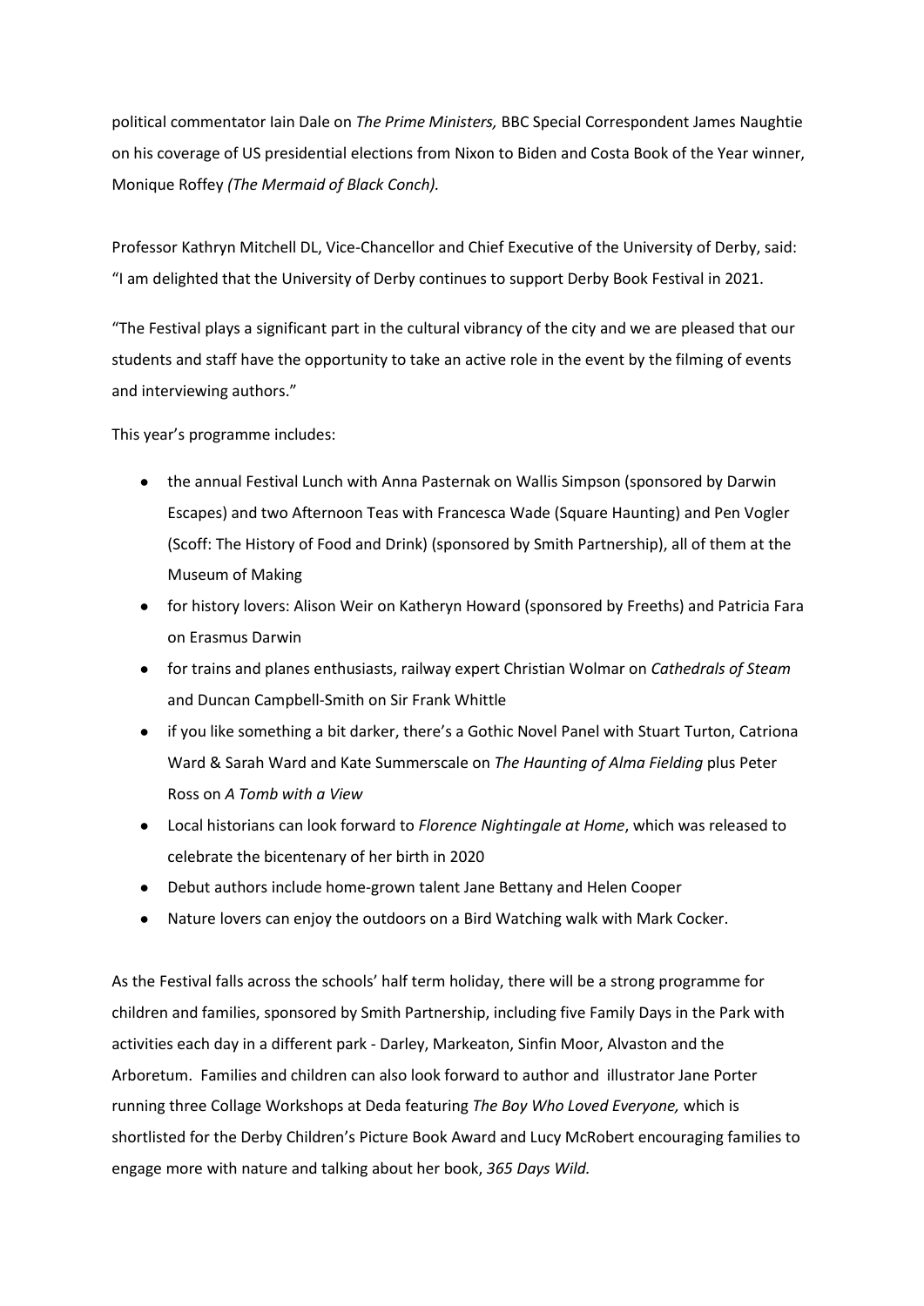political commentator Iain Dale on *The Prime Ministers,* BBC Special Correspondent James Naughtie on his coverage of US presidential elections from Nixon to Biden and Costa Book of the Year winner, Monique Roffey *(The Mermaid of Black Conch).*

Professor Kathryn Mitchell DL, Vice-Chancellor and Chief Executive of the University of Derby, said: "I am delighted that the University of Derby continues to support Derby Book Festival in 2021.

"The Festival plays a significant part in the cultural vibrancy of the city and we are pleased that our students and staff have the opportunity to take an active role in the event by the filming of events and interviewing authors."

This year's programme includes:

- the annual Festival Lunch with Anna Pasternak on Wallis Simpson (sponsored by Darwin Escapes) and two Afternoon Teas with Francesca Wade (Square Haunting) and Pen Vogler (Scoff: The History of Food and Drink) (sponsored by Smith Partnership), all of them at the Museum of Making
- for history lovers: Alison Weir on Katheryn Howard (sponsored by Freeths) and Patricia Fara on Erasmus Darwin
- for trains and planes enthusiasts, railway expert Christian Wolmar on *Cathedrals of Steam* and Duncan Campbell-Smith on Sir Frank Whittle
- if you like something a bit darker, there's a Gothic Novel Panel with Stuart Turton, Catriona Ward & Sarah Ward and Kate Summerscale on *The Haunting of Alma Fielding* plus Peter Ross on *A Tomb with a View*
- Local historians can look forward to *Florence Nightingale at Home*, which was released to celebrate the bicentenary of her birth in 2020
- Debut authors include home-grown talent Jane Bettany and Helen Cooper
- Nature lovers can enjoy the outdoors on a Bird Watching walk with Mark Cocker.

As the Festival falls across the schools' half term holiday, there will be a strong programme for children and families, sponsored by Smith Partnership, including five Family Days in the Park with activities each day in a different park - Darley, Markeaton, Sinfin Moor, Alvaston and the Arboretum. Families and children can also look forward to author and illustrator Jane Porter running three Collage Workshops at Deda featuring *The Boy Who Loved Everyone,* which is shortlisted for the Derby Children's Picture Book Award and Lucy McRobert encouraging families to engage more with nature and talking about her book, *365 Days Wild.*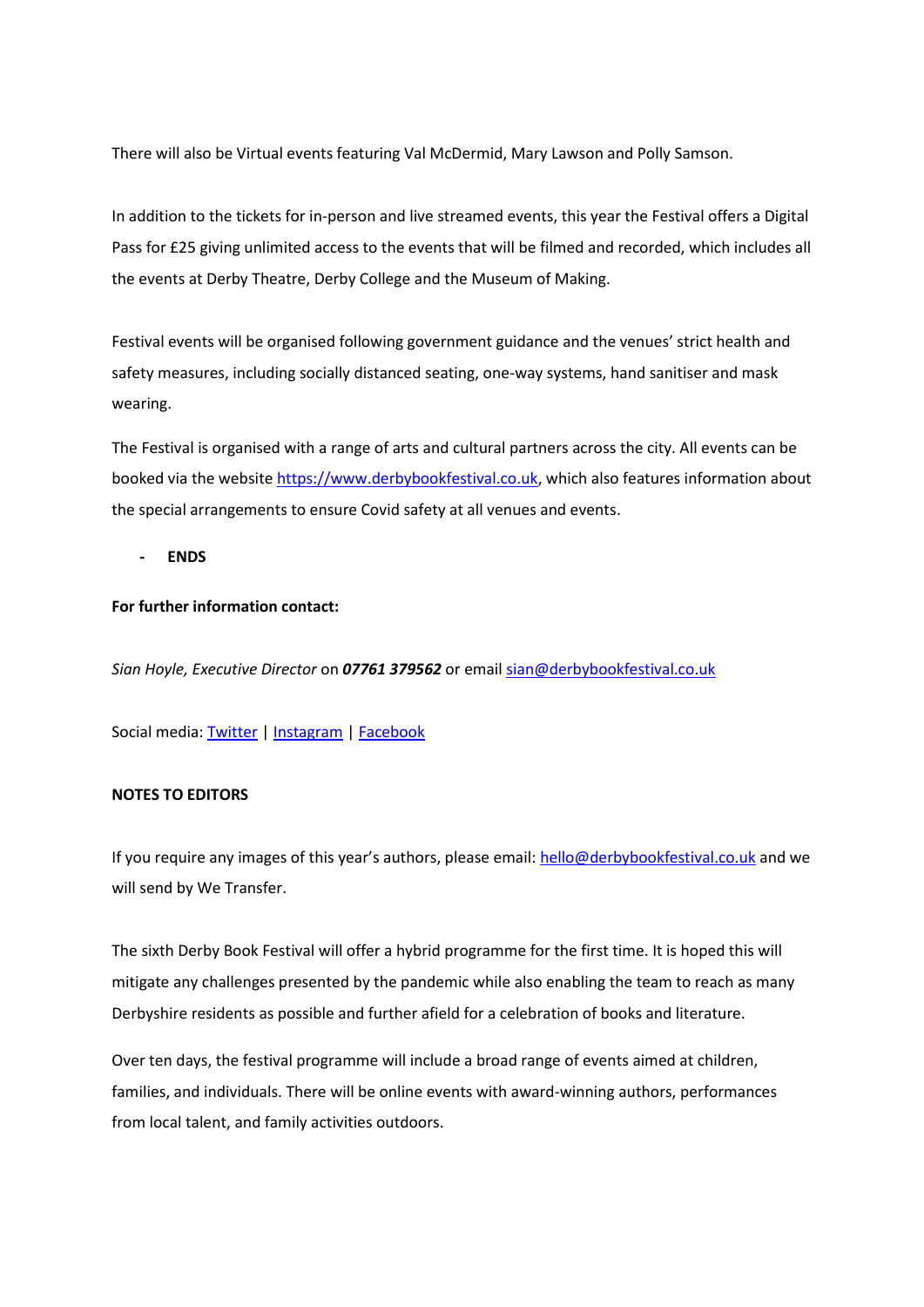There will also be Virtual events featuring Val McDermid, Mary Lawson and Polly Samson.

In addition to the tickets for in-person and live streamed events, this year the Festival offers a Digital Pass for £25 giving unlimited access to the events that will be filmed and recorded, which includes all the events at Derby Theatre, Derby College and the Museum of Making.

Festival events will be organised following government guidance and the venues' strict health and safety measures, including socially distanced seating, one-way systems, hand sanitiser and mask wearing.

The Festival is organised with a range of arts and cultural partners across the city. All events can be booked via the website [https://www.derbybookfestival.co.uk](https://www.derbybookfestival.co.uk), which also features information about the special arrangements to ensure Covid safety at all venues and events.

- **ENDS**

**For further information contact:**

*Sian Hoyle, Executive Director* on ***07761 379562*** or email [sian@derbybookfestival.co.uk](mailto:sian@derbybookfestival.co.uk)

Social media: Twitter | Instagram | Facebook

**NOTES TO EDITORS**

If you require any images of this year's authors, please email: [hello@derbybookfestival.co.uk](mailto:hello@derbybookfestival.co.uk) and we will send by We Transfer.

The sixth Derby Book Festival will offer a hybrid programme for the first time. It is hoped this will mitigate any challenges presented by the pandemic while also enabling the team to reach as many Derbyshire residents as possible and further afield for a celebration of books and literature.

Over ten days, the festival programme will include a broad range of events aimed at children, families, and individuals. There will be online events with award-winning authors, performances from local talent, and family activities outdoors.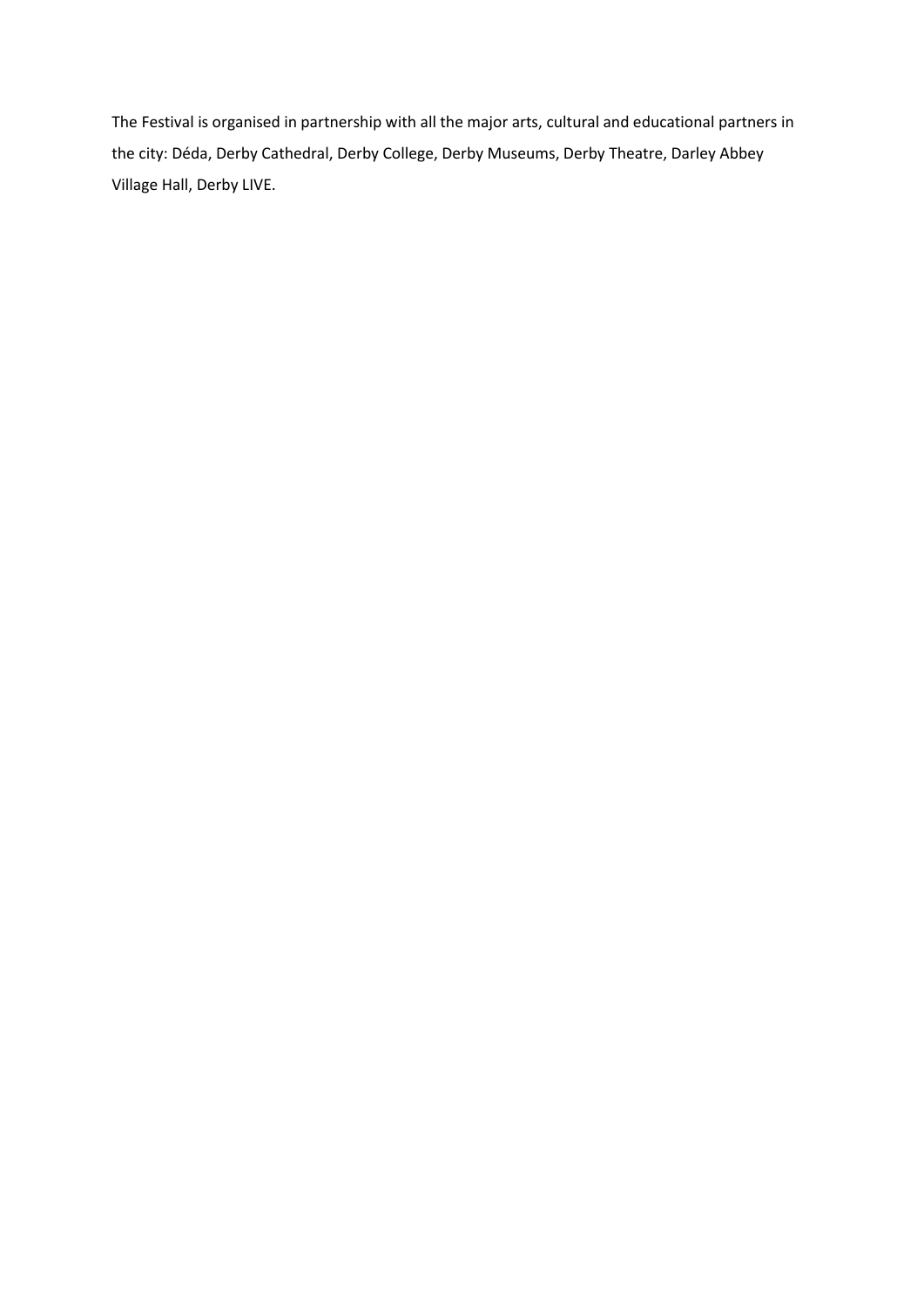The Festival is organised in partnership with all the major arts, cultural and educational partners in the city: Déda, Derby Cathedral, Derby College, Derby Museums, Derby Theatre, Darley Abbey Village Hall, Derby LIVE.